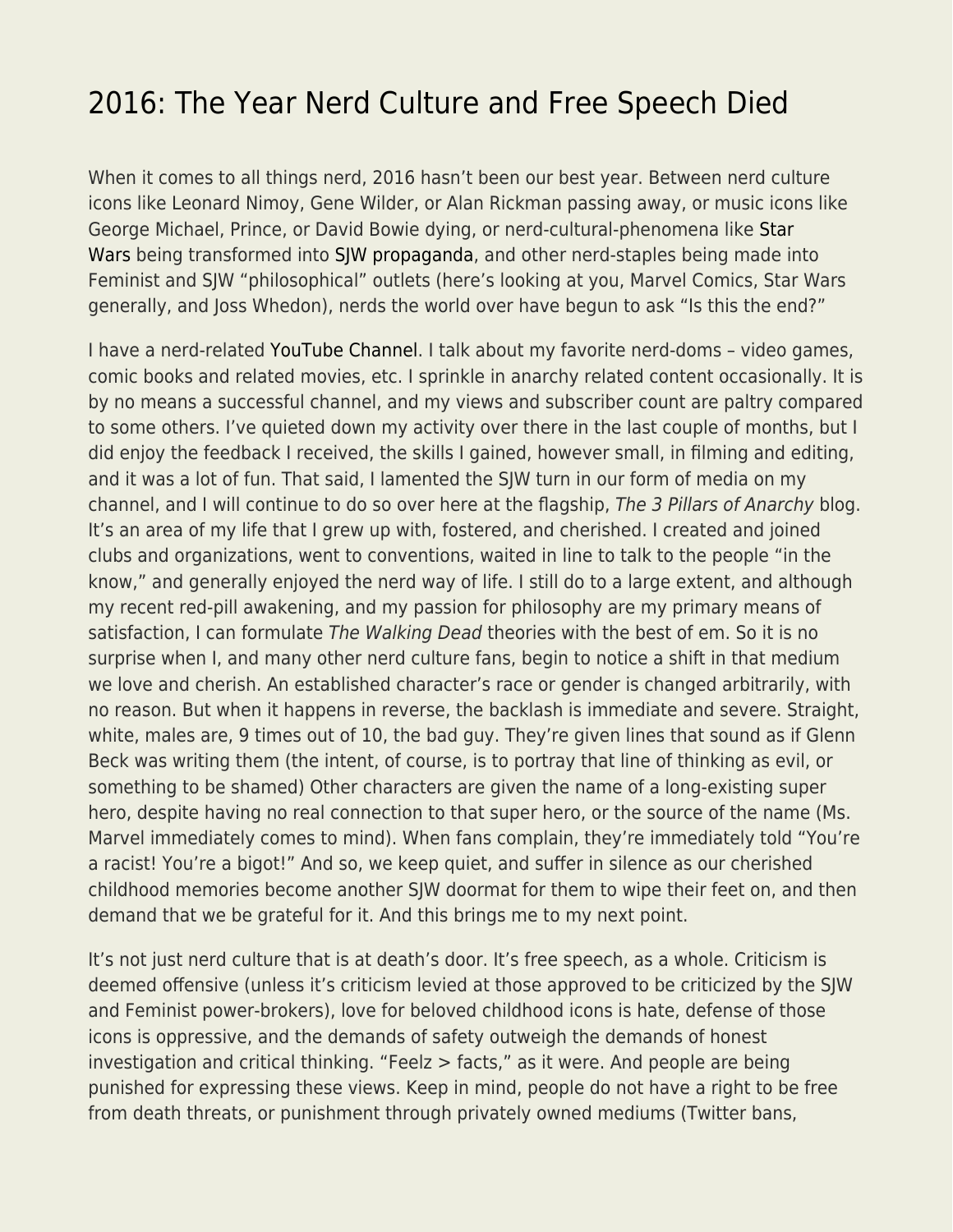# 2016: The Year Nerd Culture and Free Speech Died

When it comes to all things nerd, 2016 hasn't been our best year. Between nerd culture icons like Leonard Nimoy, Gene Wilder, or Alan Rickman passing away, or music icons like George Michael, Prince, or David Bowie dying, or nerd-cultural-phenomena like Star Wars being transformed into SJW propaganda, and other nerd-staples being made into Feminist and SJW "philosophical" outlets (here's looking at you, Marvel Comics, Star Wars generally, and Joss Whedon), nerds the world over have begun to ask "Is this the end?"

I have a nerd-related YouTube Channel. I talk about my favorite nerd-doms – video games, comic books and related movies, etc. I sprinkle in anarchy related content occasionally. It is by no means a successful channel, and my views and subscriber count are paltry compared to some others. I've quieted down my activity over there in the last couple of months, but I did enjoy the feedback I received, the skills I gained, however small, in filming and editing, and it was a lot of fun. That said, I lamented the SJW turn in our form of media on my channel, and I will continue to do so over here at the flagship, *The 3 Pillars of Anarchy* blog. It's an area of my life that I grew up with, fostered, and cherished. I created and joined clubs and organizations, went to conventions, waited in line to talk to the people "in the know," and generally enjoyed the nerd way of life. I still do to a large extent, and although my recent red-pill awakening, and my passion for philosophy are my primary means of satisfaction, I can formulate *The Walking Dead* theories with the best of em. So it is no surprise when I, and many other nerd culture fans, begin to notice a shift in that medium we love and cherish. An established character's race or gender is changed arbitrarily, with no reason. But when it happens in reverse, the backlash is immediate and severe. Straight, white, males are, 9 times out of 10, the bad guy. They're given lines that sound as if Glenn Beck was writing them (the intent, of course, is to portray that line of thinking as evil, or something to be shamed) Other characters are given the name of a long-existing super hero, despite having no real connection to that super hero, or the source of the name (Ms. Marvel immediately comes to mind). When fans complain, they're immediately told "You're a racist! You're a bigot!" And so, we keep quiet, and suffer in silence as our cherished childhood memories become another SJW doormat for them to wipe their feet on, and then demand that we be grateful for it. And this brings me to my next point.

It's not just nerd culture that is at death's door. It's free speech, as a whole. Criticism is deemed offensive (unless it's criticism levied at those approved to be criticized by the SJW and Feminist power-brokers), love for beloved childhood icons is hate, defense of those icons is oppressive, and the demands of safety outweigh the demands of honest investigation and critical thinking. "Feelz > facts," as it were. And people are being punished for expressing these views. Keep in mind, people do not have a right to be free from death threats, or punishment through privately owned mediums (Twitter bans,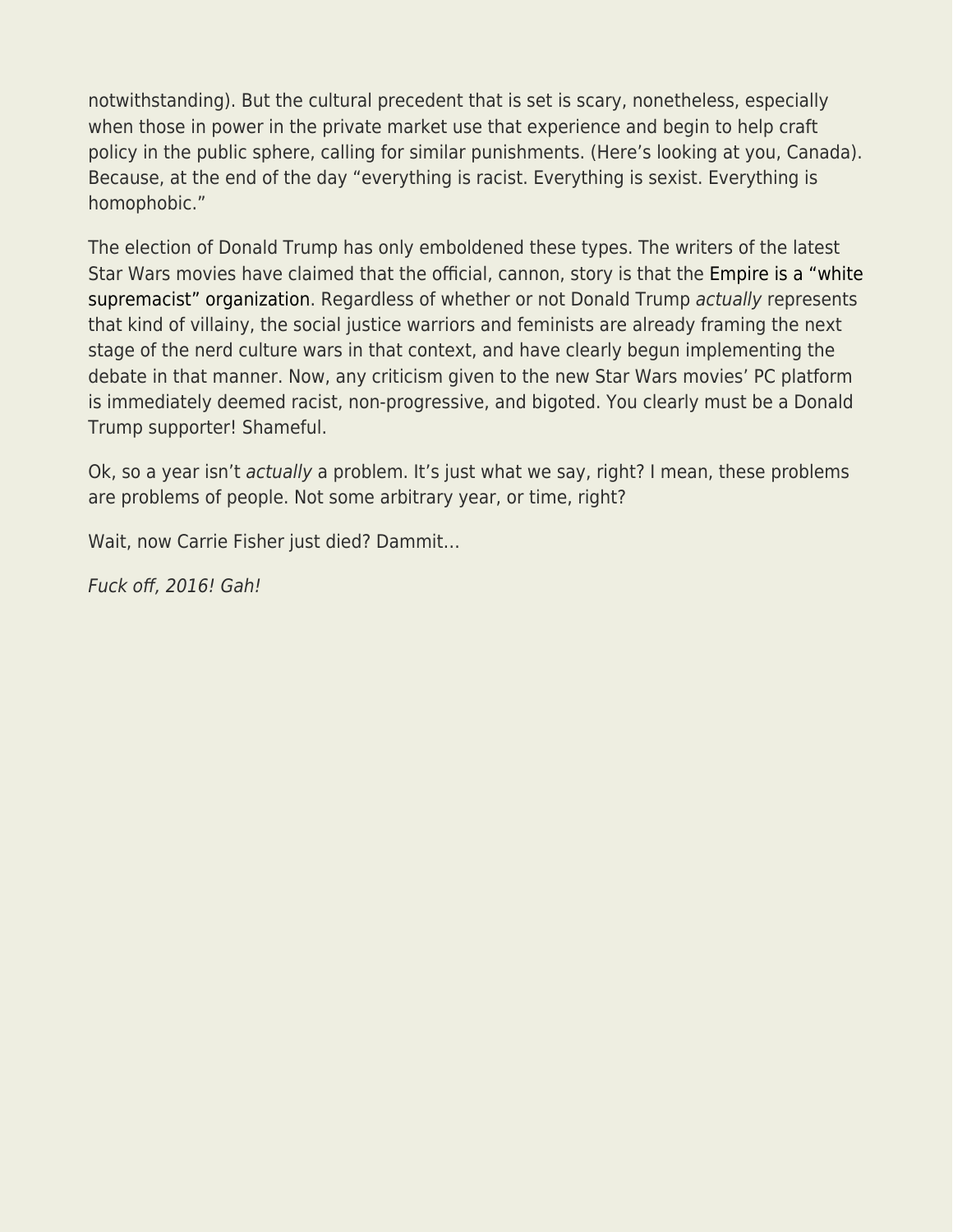notwithstanding). But the cultural precedent that is set is scary, nonetheless, especially when those in power in the private market use that experience and begin to help craft policy in the public sphere, calling for similar punishments. (Here's looking at you, Canada). Because, at the end of the day "everything is racist. Everything is sexist. Everything is homophobic."

The election of Donald Trump has only emboldened these types. The writers of the latest Star Wars movies have claimed that the official, cannon, story is that the Empire is a "white supremacist" organization. Regardless of whether or not Donald Trump *actually* represents that kind of villainy, the social justice warriors and feminists are already framing the next stage of the nerd culture wars in that context, and have clearly begun implementing the debate in that manner. Now, any criticism given to the new Star Wars movies' PC platform is immediately deemed racist, non-progressive, and bigoted. You clearly must be a Donald Trump supporter! Shameful.

Ok, so a year isn't *actually* a problem. It's just what we say, right? I mean, these problems are problems of people. Not some arbitrary year, or time, right?

Wait, now Carrie Fisher just died? Dammit…

*Fuck off, 2016! Gah!*